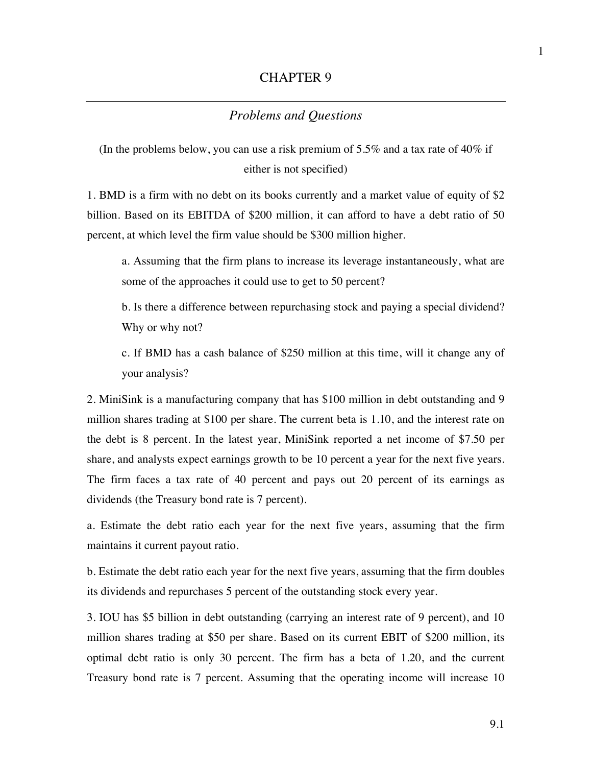# CHAPTER 9

## *Problems and Questions*

(In the problems below, you can use a risk premium of 5.5% and a tax rate of 40% if either is not specified)

1. BMD is a firm with no debt on its books currently and a market value of equity of $2 billion. Based on its EBITDA of $200 million, it can afford to have a debt ratio of 50 percent, at which level the firm value should be $300 million higher.

   a. Assuming that the firm plans to increase its leverage instantaneously, what are some of the approaches it could use to get to 50 percent?

   b. Is there a difference between repurchasing stock and paying a special dividend? Why or why not?

   c. If BMD has a cash balance of $250 million at this time, will it change any of your analysis?

2. MiniSink is a manufacturing company that has $100 million in debt outstanding and 9 million shares trading at $100 per share. The current beta is 1.10, and the interest rate on the debt is 8 percent. In the latest year, MiniSink reported a net income of $7.50 per share, and analysts expect earnings growth to be 10 percent a year for the next five years. The firm faces a tax rate of 40 percent and pays out 20 percent of its earnings as dividends (the Treasury bond rate is 7 percent).

a. Estimate the debt ratio each year for the next five years, assuming that the firm maintains it current payout ratio.

b. Estimate the debt ratio each year for the next five years, assuming that the firm doubles its dividends and repurchases 5 percent of the outstanding stock every year.

3. IOU has $5 billion in debt outstanding (carrying an interest rate of 9 percent), and 10 million shares trading at $50 per share. Based on its current EBIT of $200 million, its optimal debt ratio is only 30 percent. The firm has a beta of 1.20, and the current Treasury bond rate is 7 percent. Assuming that the operating income will increase 10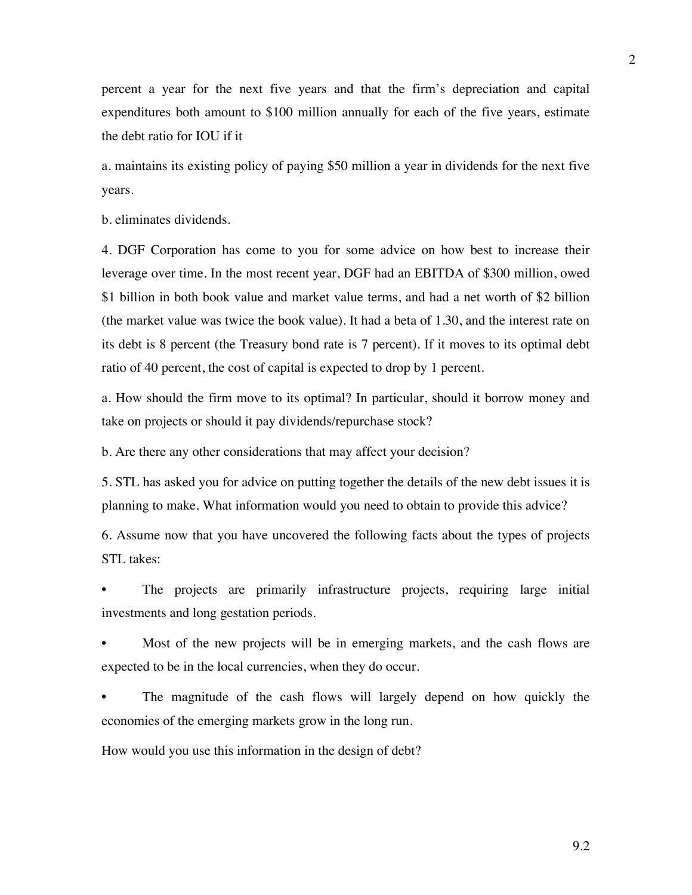percent a year for the next five years and that the firm's depreciation and capital expenditures both amount to $100 million annually for each of the five years, estimate the debt ratio for IOU if it

a. maintains its existing policy of paying $50 million a year in dividends for the next five years.

b. eliminates dividends.

4. DGF Corporation has come to you for some advice on how best to increase their leverage over time. In the most recent year, DGF had an EBITDA of $300 million, owed $1 billion in both book value and market value terms, and had a net worth of $2 billion (the market value was twice the book value). It had a beta of 1.30, and the interest rate on its debt is 8 percent (the Treasury bond rate is 7 percent). If it moves to its optimal debt ratio of 40 percent, the cost of capital is expected to drop by 1 percent.

a. How should the firm move to its optimal? In particular, should it borrow money and take on projects or should it pay dividends/repurchase stock?

b. Are there any other considerations that may affect your decision?

5. STL has asked you for advice on putting together the details of the new debt issues it is planning to make. What information would you need to obtain to provide this advice?

6. Assume now that you have uncovered the following facts about the types of projects STL takes:

- The projects are primarily infrastructure projects, requiring large initial investments and long gestation periods.
- Most of the new projects will be in emerging markets, and the cash flows are expected to be in the local currencies, when they do occur.
- The magnitude of the cash flows will largely depend on how quickly the economies of the emerging markets grow in the long run.

How would you use this information in the design of debt?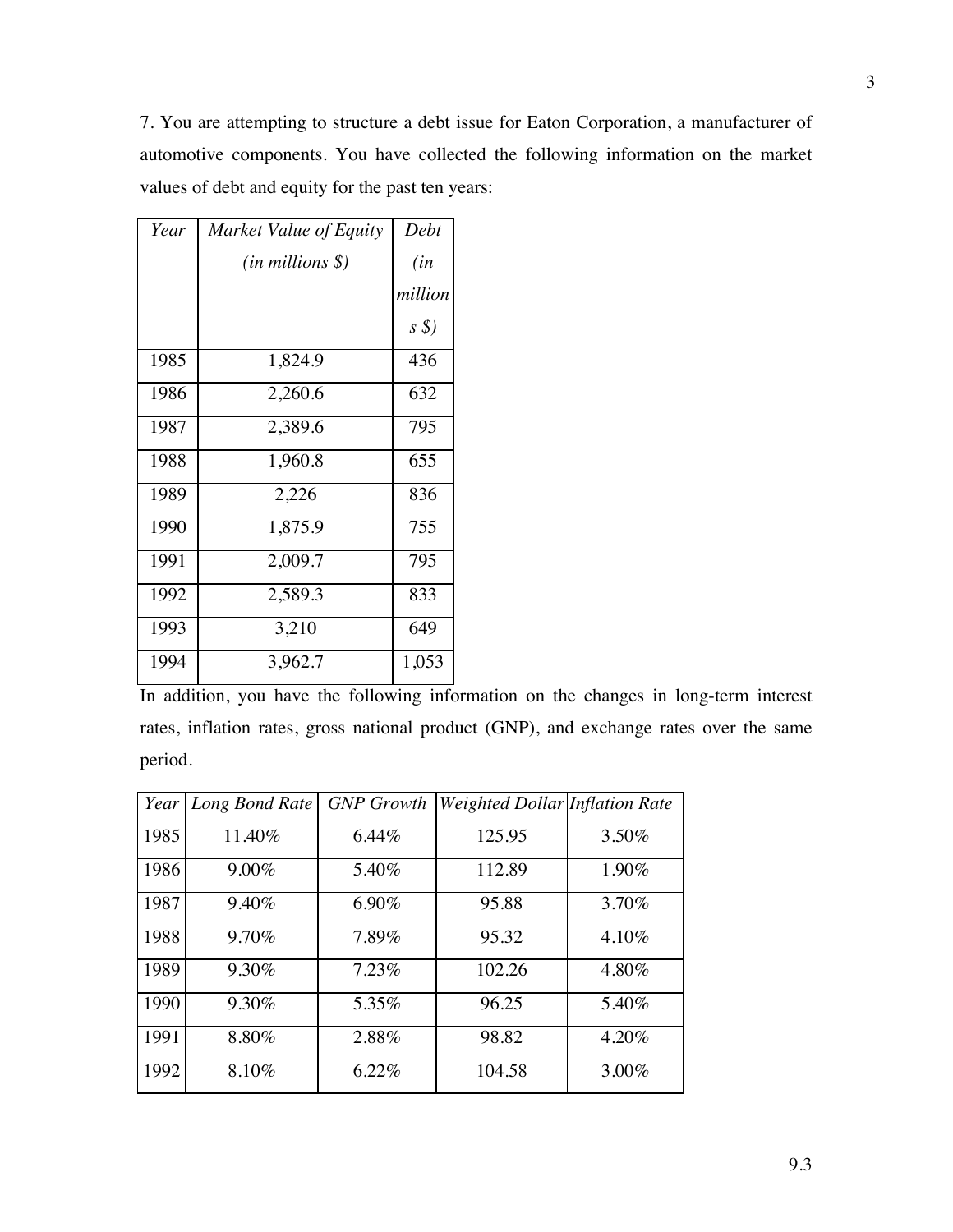7. You are attempting to structure a debt issue for Eaton Corporation, a manufacturer of automotive components. You have collected the following information on the market values of debt and equity for the past ten years:

| *Year* | *Market Value of Equity (in millions $)* | *Debt (in millions $)* |
|---|---|---|
| 1985 | 1,824.9 | 436 |
| 1986 | 2,260.6 | 632 |
| 1987 | 2,389.6 | 795 |
| 1988 | 1,960.8 | 655 |
| 1989 | 2,226 | 836 |
| 1990 | 1,875.9 | 755 |
| 1991 | 2,009.7 | 795 |
| 1992 | 2,589.3 | 833 |
| 1993 | 3,210 | 649 |
| 1994 | 3,962.7 | 1,053 |

In addition, you have the following information on the changes in long-term interest rates, inflation rates, gross national product (GNP), and exchange rates over the same period.

| *Year* | *Long Bond Rate* | *GNP Growth* | *Weighted Dollar* | *Inflation Rate* |
|---|---|---|---|---|
| 1985 | 11.40% | 6.44% | 125.95 | 3.50% |
| 1986 | 9.00% | 5.40% | 112.89 | 1.90% |
| 1987 | 9.40% | 6.90% | 95.88 | 3.70% |
| 1988 | 9.70% | 7.89% | 95.32 | 4.10% |
| 1989 | 9.30% | 7.23% | 102.26 | 4.80% |
| 1990 | 9.30% | 5.35% | 96.25 | 5.40% |
| 1991 | 8.80% | 2.88% | 98.82 | 4.20% |
| 1992 | 8.10% | 6.22% | 104.58 | 3.00% |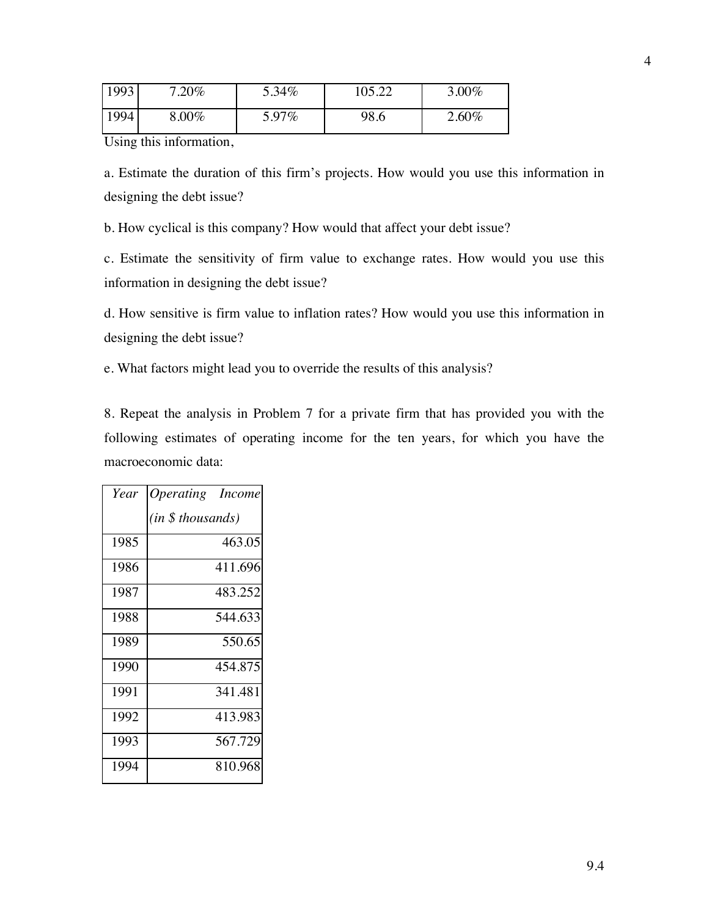| 1993 | 7.20% | 5.34% | 105.22 | 3.00% |
|---|---|---|---|---|
| 1994 | 8.00% | 5.97% | 98.6 | 2.60% |

Using this information,

a. Estimate the duration of this firm's projects. How would you use this information in designing the debt issue?

b. How cyclical is this company? How would that affect your debt issue?

c. Estimate the sensitivity of firm value to exchange rates. How would you use this information in designing the debt issue?

d. How sensitive is firm value to inflation rates? How would you use this information in designing the debt issue?

e. What factors might lead you to override the results of this analysis?

8. Repeat the analysis in Problem 7 for a private firm that has provided you with the following estimates of operating income for the ten years, for which you have the macroeconomic data:

| *Year* | *Operating Income (in $ thousands)* |
|---|---|
| 1985 | 463.05 |
| 1986 | 411.696 |
| 1987 | 483.252 |
| 1988 | 544.633 |
| 1989 | 550.65 |
| 1990 | 454.875 |
| 1991 | 341.481 |
| 1992 | 413.983 |
| 1993 | 567.729 |
| 1994 | 810.968 |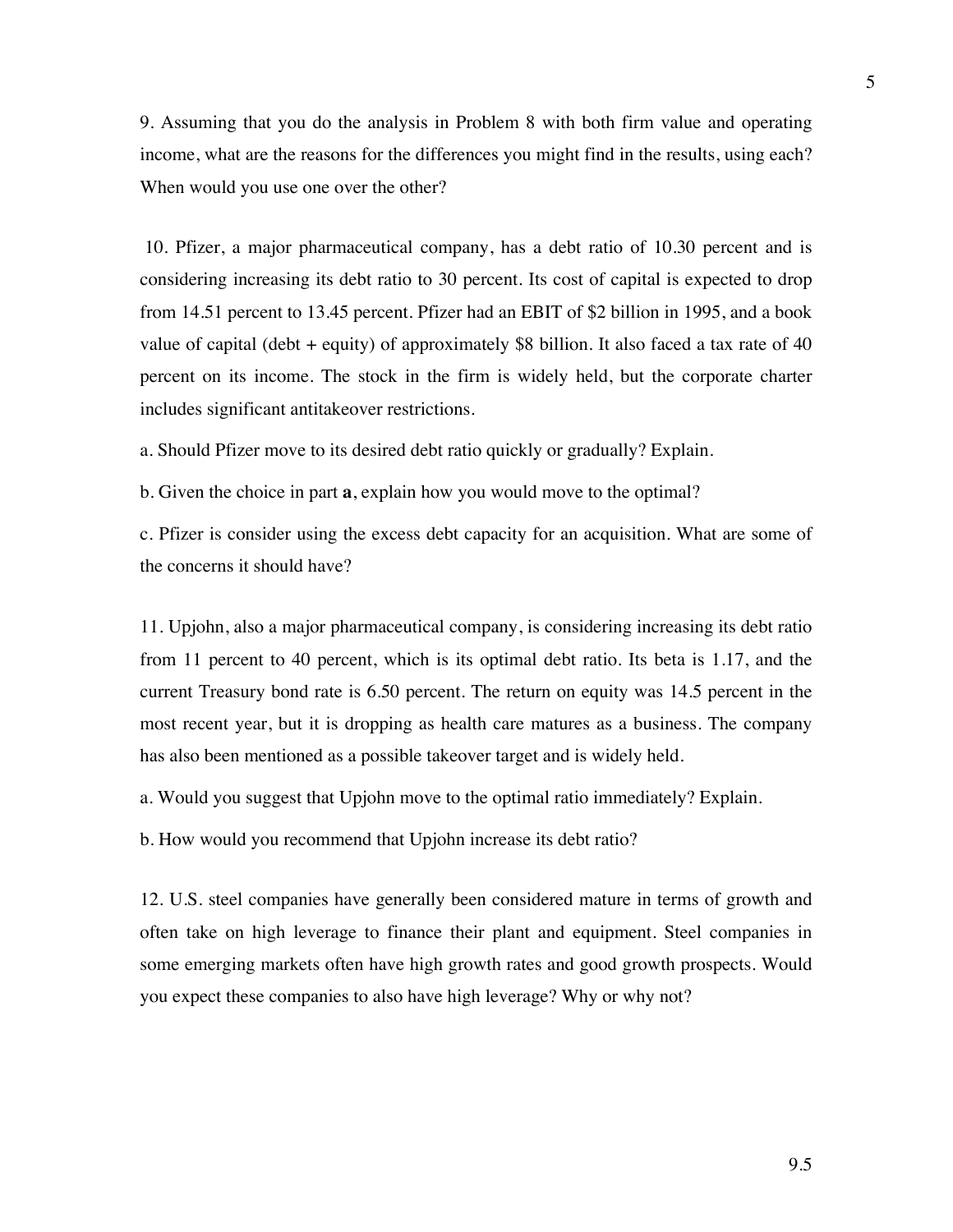9. Assuming that you do the analysis in Problem 8 with both firm value and operating income, what are the reasons for the differences you might find in the results, using each? When would you use one over the other?

10. Pfizer, a major pharmaceutical company, has a debt ratio of 10.30 percent and is considering increasing its debt ratio to 30 percent. Its cost of capital is expected to drop from 14.51 percent to 13.45 percent. Pfizer had an EBIT of $2 billion in 1995, and a book value of capital (debt + equity) of approximately $8 billion. It also faced a tax rate of 40 percent on its income. The stock in the firm is widely held, but the corporate charter includes significant antitakeover restrictions.

a. Should Pfizer move to its desired debt ratio quickly or gradually? Explain.

b. Given the choice in part **a**, explain how you would move to the optimal?

c. Pfizer is consider using the excess debt capacity for an acquisition. What are some of the concerns it should have?

11. Upjohn, also a major pharmaceutical company, is considering increasing its debt ratio from 11 percent to 40 percent, which is its optimal debt ratio. Its beta is 1.17, and the current Treasury bond rate is 6.50 percent. The return on equity was 14.5 percent in the most recent year, but it is dropping as health care matures as a business. The company has also been mentioned as a possible takeover target and is widely held.

a. Would you suggest that Upjohn move to the optimal ratio immediately? Explain.

b. How would you recommend that Upjohn increase its debt ratio?

12. U.S. steel companies have generally been considered mature in terms of growth and often take on high leverage to finance their plant and equipment. Steel companies in some emerging markets often have high growth rates and good growth prospects. Would you expect these companies to also have high leverage? Why or why not?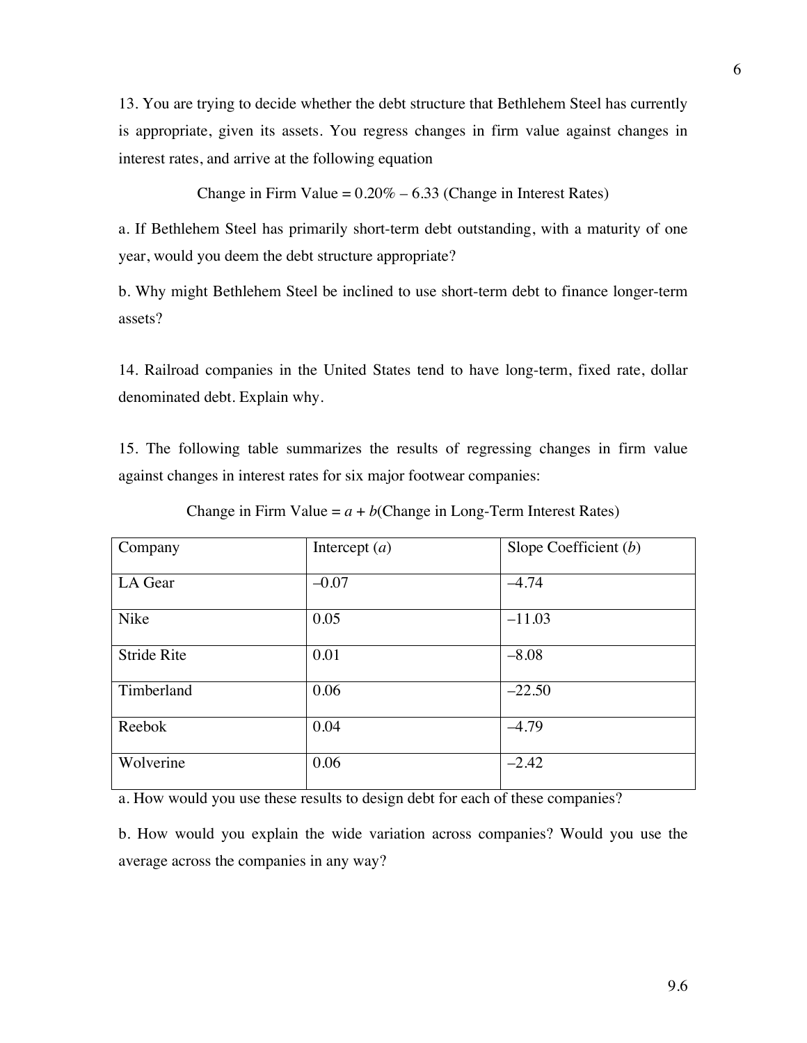13. You are trying to decide whether the debt structure that Bethlehem Steel has currently is appropriate, given its assets. You regress changes in firm value against changes in interest rates, and arrive at the following equation

$$\text{Change in Firm Value} = 0.20\% - 6.33\ (\text{Change in Interest Rates})$$

a. If Bethlehem Steel has primarily short-term debt outstanding, with a maturity of one year, would you deem the debt structure appropriate?

b. Why might Bethlehem Steel be inclined to use short-term debt to finance longer-term assets?

14. Railroad companies in the United States tend to have long-term, fixed rate, dollar denominated debt. Explain why.

15. The following table summarizes the results of regressing changes in firm value against changes in interest rates for six major footwear companies:

$$\text{Change in Firm Value} = a + b(\text{Change in Long-Term Interest Rates})$$

| Company | Intercept ($a$) | Slope Coefficient ($b$) |
|---|---|---|
| LA Gear | –0.07 | –4.74 |
| Nike | 0.05 | –11.03 |
| Stride Rite | 0.01 | –8.08 |
| Timberland | 0.06 | –22.50 |
| Reebok | 0.04 | –4.79 |
| Wolverine | 0.06 | –2.42 |

a. How would you use these results to design debt for each of these companies?

b. How would you explain the wide variation across companies? Would you use the average across the companies in any way?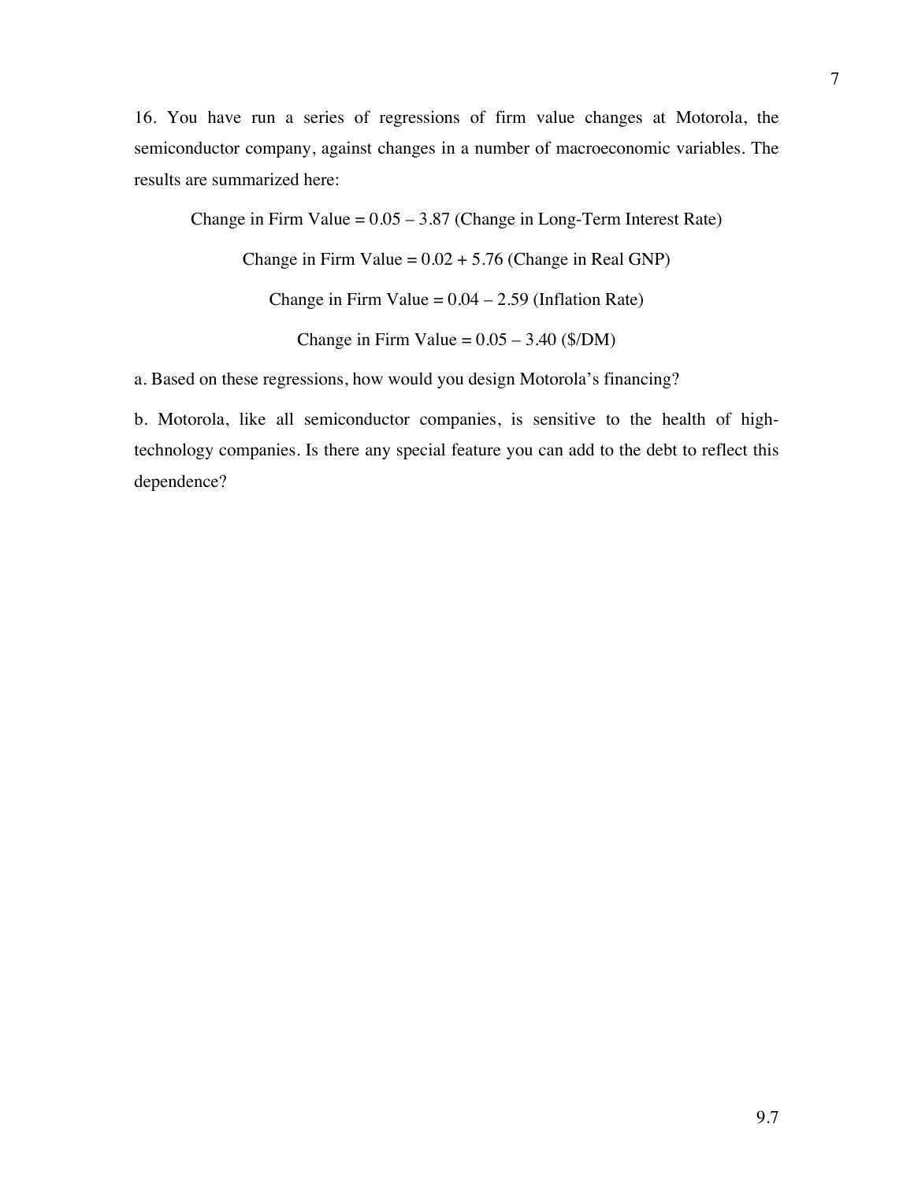16. You have run a series of regressions of firm value changes at Motorola, the semiconductor company, against changes in a number of macroeconomic variables. The results are summarized here:

$$\text{Change in Firm Value} = 0.05 - 3.87 \text{ (Change in Long-Term Interest Rate)}$$

$$\text{Change in Firm Value} = 0.02 + 5.76 \text{ (Change in Real GNP)}$$

$$\text{Change in Firm Value} = 0.04 - 2.59 \text{ (Inflation Rate)}$$

$$\text{Change in Firm Value} = 0.05 - 3.40 \text{ (\$/DM)}$$

a. Based on these regressions, how would you design Motorola's financing?

b. Motorola, like all semiconductor companies, is sensitive to the health of high-technology companies. Is there any special feature you can add to the debt to reflect this dependence?